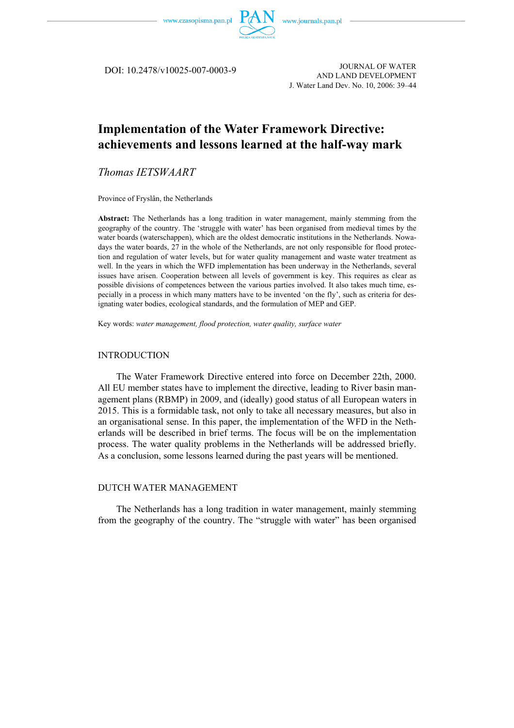DOI: 10.2478/v10025-007-0003-9

# Implementation of the Water Framework Directive: achievements and lessons learned at the half-way mark

*Thomas IETSWAART*

Province of Fryslân, the Netherlands

**Abstract:** The Netherlands has a long tradition in water management, mainly stemming from the geography of the country. The 'struggle with water' has been organised from medieval times by the water boards (waterschappen), which are the oldest democratic institutions in the Netherlands. Nowadays the water boards, 27 in the whole of the Netherlands, are not only responsible for flood protection and regulation of water levels, but for water quality management and waste water treatment as well. In the years in which the WFD implementation has been underway in the Netherlands, several issues have arisen. Cooperation between all levels of government is key. This requires as clear as possible divisions of competences between the various parties involved. It also takes much time, especially in a process in which many matters have to be invented 'on the fly', such as criteria for designating water bodies, ecological standards, and the formulation of MEP and GEP.

Key words: *water management, flood protection, water quality, surface water*

## INTRODUCTION

The Water Framework Directive entered into force on December 22th, 2000. All EU member states have to implement the directive, leading to River basin management plans (RBMP) in 2009, and (ideally) good status of all European waters in 2015. This is a formidable task, not only to take all necessary measures, but also in an organisational sense. In this paper, the implementation of the WFD in the Netherlands will be described in brief terms. The focus will be on the implementation process. The water quality problems in the Netherlands will be addressed briefly. As a conclusion, some lessons learned during the past years will be mentioned.

## DUTCH WATER MANAGEMENT

The Netherlands has a long tradition in water management, mainly stemming from the geography of the country. The "struggle with water" has been organised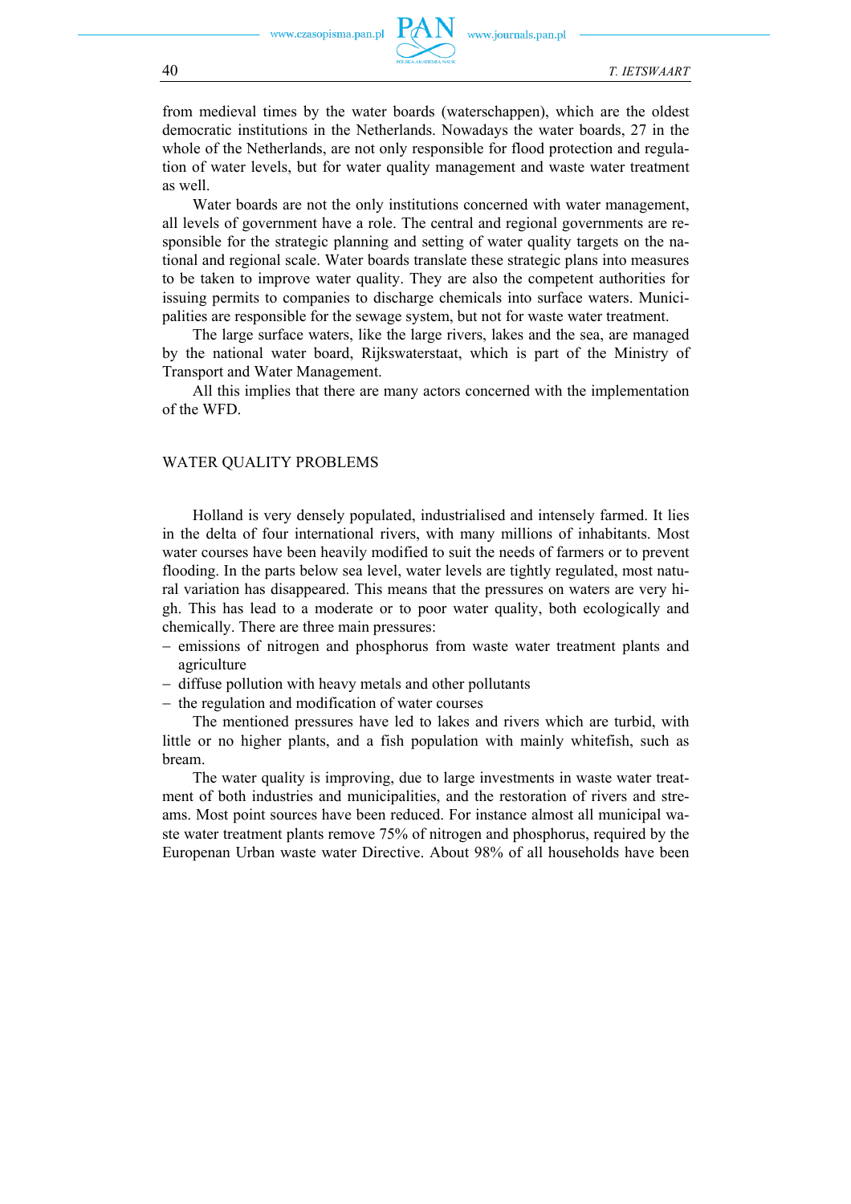from medieval times by the water boards (waterschappen), which are the oldest democratic institutions in the Netherlands. Nowadays the water boards, 27 in the whole of the Netherlands, are not only responsible for flood protection and regulation of water levels, but for water quality management and waste water treatment as well.

Water boards are not the only institutions concerned with water management, all levels of government have a role. The central and regional governments are responsible for the strategic planning and setting of water quality targets on the national and regional scale. Water boards translate these strategic plans into measures to be taken to improve water quality. They are also the competent authorities for issuing permits to companies to discharge chemicals into surface waters. Municipalities are responsible for the sewage system, but not for waste water treatment.

The large surface waters, like the large rivers, lakes and the sea, are managed by the national water board, Rijkswaterstaat, which is part of the Ministry of Transport and Water Management.

All this implies that there are many actors concerned with the implementation of the WFD.

## WATER QUALITY PROBLEMS

Holland is very densely populated, industrialised and intensely farmed. It lies in the delta of four international rivers, with many millions of inhabitants. Most water courses have been heavily modified to suit the needs of farmers or to prevent flooding. In the parts below sea level, water levels are tightly regulated, most natural variation has disappeared. This means that the pressures on waters are very high. This has lead to a moderate or to poor water quality, both ecologically and chemically. There are three main pressures:

- emissions of nitrogen and phosphorus from waste water treatment plants and agriculture
- diffuse pollution with heavy metals and other pollutants
- the regulation and modification of water courses

The mentioned pressures have led to lakes and rivers which are turbid, with little or no higher plants, and a fish population with mainly whitefish, such as bream.

The water quality is improving, due to large investments in waste water treatment of both industries and municipalities, and the restoration of rivers and streams. Most point sources have been reduced. For instance almost all municipal waste water treatment plants remove 75% of nitrogen and phosphorus, required by the Europenan Urban waste water Directive. About 98% of all households have been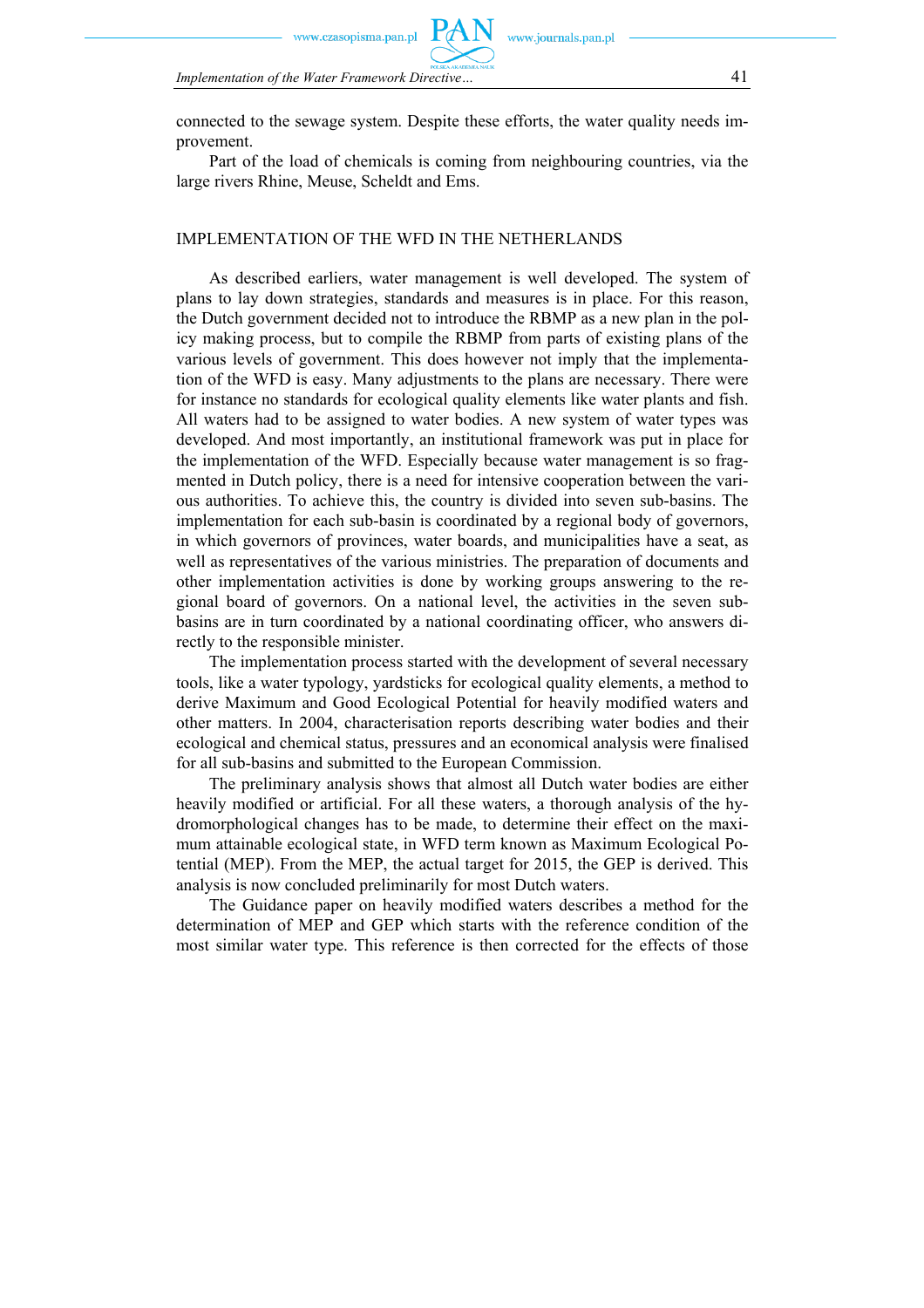connected to the sewage system. Despite these efforts, the water quality needs improvement.

Part of the load of chemicals is coming from neighbouring countries, via the large rivers Rhine, Meuse, Scheldt and Ems.

## IMPLEMENTATION OF THE WFD IN THE NETHERLANDS

As described earliers, water management is well developed. The system of plans to lay down strategies, standards and measures is in place. For this reason, the Dutch government decided not to introduce the RBMP as a new plan in the policy making process, but to compile the RBMP from parts of existing plans of the various levels of government. This does however not imply that the implementation of the WFD is easy. Many adjustments to the plans are necessary. There were for instance no standards for ecological quality elements like water plants and fish. All waters had to be assigned to water bodies. A new system of water types was developed. And most importantly, an institutional framework was put in place for the implementation of the WFD. Especially because water management is so fragmented in Dutch policy, there is a need for intensive cooperation between the various authorities. To achieve this, the country is divided into seven sub-basins. The implementation for each sub-basin is coordinated by a regional body of governors, in which governors of provinces, water boards, and municipalities have a seat, as well as representatives of the various ministries. The preparation of documents and other implementation activities is done by working groups answering to the regional board of governors. On a national level, the activities in the seven sub-basins are in turn coordinated by a national coordinating officer, who answers directly to the responsible minister.

The implementation process started with the development of several necessary tools, like a water typology, yardsticks for ecological quality elements, a method to derive Maximum and Good Ecological Potential for heavily modified waters and other matters. In 2004, characterisation reports describing water bodies and their ecological and chemical status, pressures and an economical analysis were finalised for all sub-basins and submitted to the European Commission.

The preliminary analysis shows that almost all Dutch water bodies are either heavily modified or artificial. For all these waters, a thorough analysis of the hydromorphological changes has to be made, to determine their effect on the maximum attainable ecological state, in WFD term known as Maximum Ecological Potential (MEP). From the MEP, the actual target for 2015, the GEP is derived. This analysis is now concluded preliminarily for most Dutch waters.

The Guidance paper on heavily modified waters describes a method for the determination of MEP and GEP which starts with the reference condition of the most similar water type. This reference is then corrected for the effects of those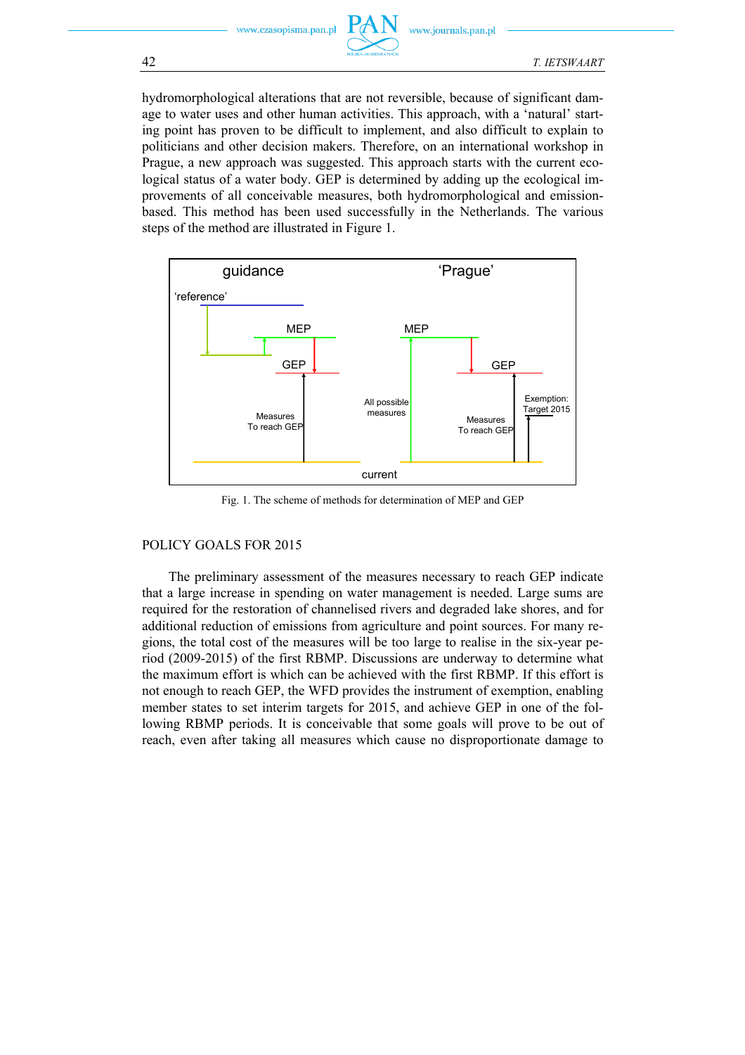hydromorphological alterations that are not reversible, because of significant damage to water uses and other human activities. This approach, with a 'natural' starting point has proven to be difficult to implement, and also difficult to explain to politicians and other decision makers. Therefore, on an international workshop in Prague, a new approach was suggested. This approach starts with the current ecological status of a water body. GEP is determined by adding up the ecological improvements of all conceivable measures, both hydromorphological and emission-based. This method has been used successfully in the Netherlands. The various steps of the method are illustrated in Figure 1.

Fig. 1. The scheme of methods for determination of MEP and GEP

## POLICY GOALS FOR 2015

The preliminary assessment of the measures necessary to reach GEP indicate that a large increase in spending on water management is needed. Large sums are required for the restoration of channelised rivers and degraded lake shores, and for additional reduction of emissions from agriculture and point sources. For many regions, the total cost of the measures will be too large to realise in the six-year period (2009-2015) of the first RBMP. Discussions are underway to determine what the maximum effort is which can be achieved with the first RBMP. If this effort is not enough to reach GEP, the WFD provides the instrument of exemption, enabling member states to set interim targets for 2015, and achieve GEP in one of the following RBMP periods. It is conceivable that some goals will prove to be out of reach, even after taking all measures which cause no disproportionate damage to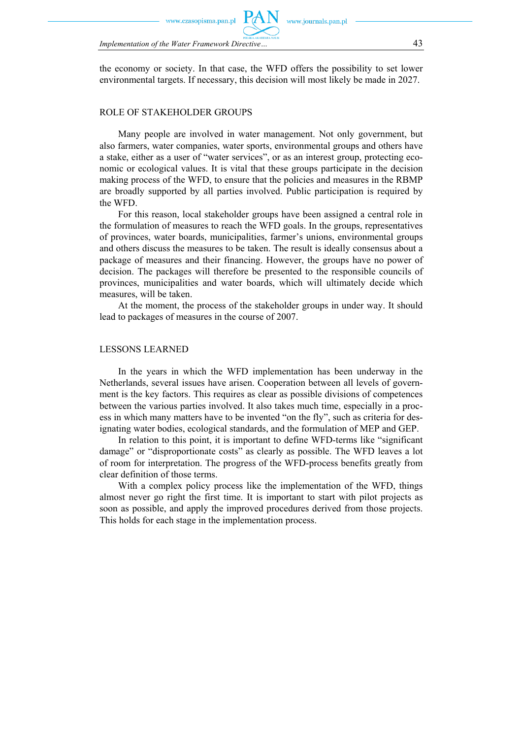the economy or society. In that case, the WFD offers the possibility to set lower environmental targets. If necessary, this decision will most likely be made in 2027.

## ROLE OF STAKEHOLDER GROUPS

Many people are involved in water management. Not only government, but also farmers, water companies, water sports, environmental groups and others have a stake, either as a user of "water services", or as an interest group, protecting economic or ecological values. It is vital that these groups participate in the decision making process of the WFD, to ensure that the policies and measures in the RBMP are broadly supported by all parties involved. Public participation is required by the WFD.

For this reason, local stakeholder groups have been assigned a central role in the formulation of measures to reach the WFD goals. In the groups, representatives of provinces, water boards, municipalities, farmer's unions, environmental groups and others discuss the measures to be taken. The result is ideally consensus about a package of measures and their financing. However, the groups have no power of decision. The packages will therefore be presented to the responsible councils of provinces, municipalities and water boards, which will ultimately decide which measures, will be taken.

At the moment, the process of the stakeholder groups in under way. It should lead to packages of measures in the course of 2007.

## LESSONS LEARNED

In the years in which the WFD implementation has been underway in the Netherlands, several issues have arisen. Cooperation between all levels of government is the key factors. This requires as clear as possible divisions of competences between the various parties involved. It also takes much time, especially in a process in which many matters have to be invented "on the fly", such as criteria for designating water bodies, ecological standards, and the formulation of MEP and GEP.

In relation to this point, it is important to define WFD-terms like "significant damage" or "disproportionate costs" as clearly as possible. The WFD leaves a lot of room for interpretation. The progress of the WFD-process benefits greatly from clear definition of those terms.

With a complex policy process like the implementation of the WFD, things almost never go right the first time. It is important to start with pilot projects as soon as possible, and apply the improved procedures derived from those projects. This holds for each stage in the implementation process.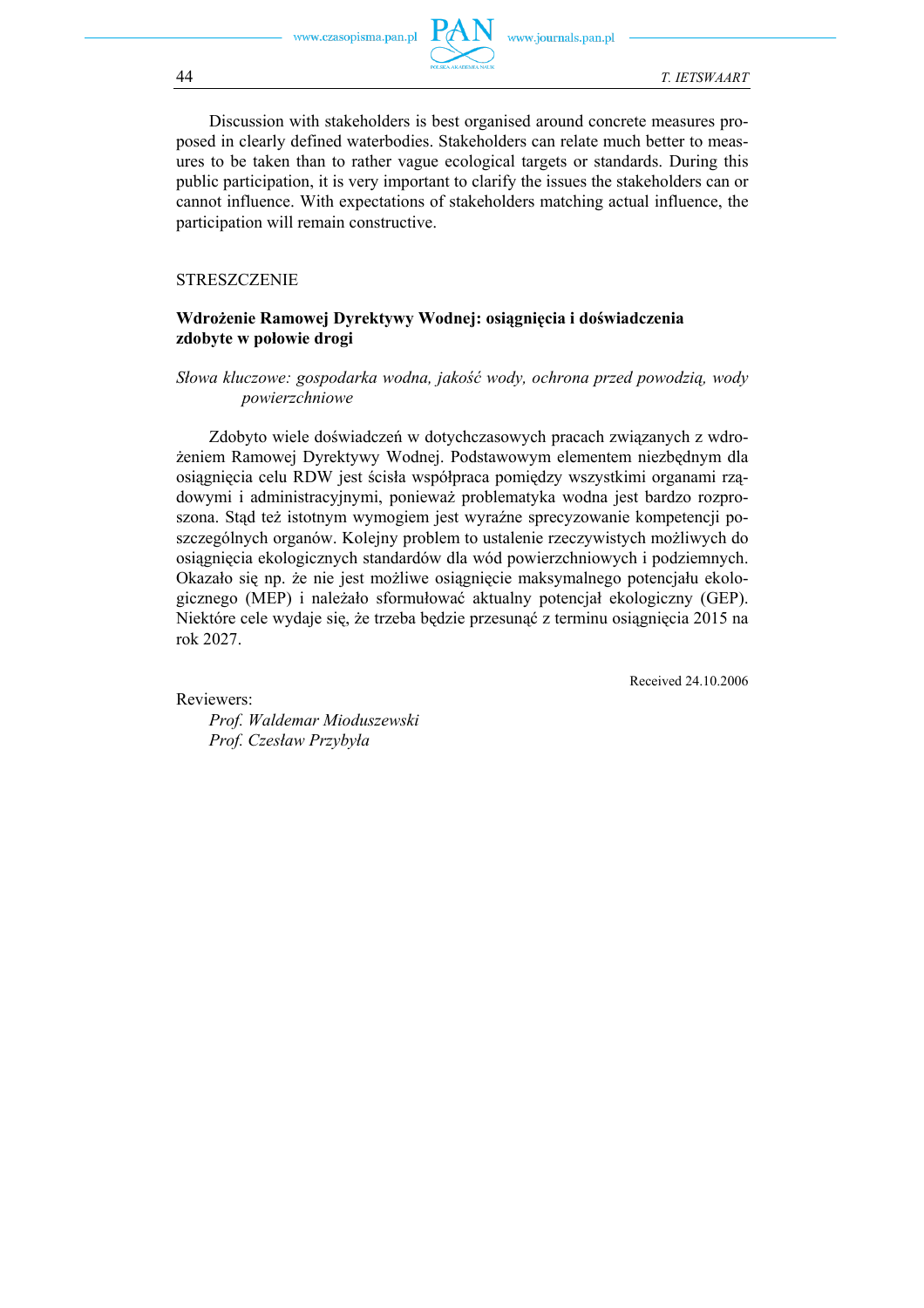Discussion with stakeholders is best organised around concrete measures proposed in clearly defined waterbodies. Stakeholders can relate much better to measures to be taken than to rather vague ecological targets or standards. During this public participation, it is very important to clarify the issues the stakeholders can or cannot influence. With expectations of stakeholders matching actual influence, the participation will remain constructive.

## STRESZCZENIE

### Wdrożenie Ramowej Dyrektywy Wodnej: osiągnięcia i doświadczenia zdobyte w połowie drogi

*Słowa kluczowe: gospodarka wodna, jakość wody, ochrona przed powodzią, wody powierzchniowe*

Zdobyto wiele doświadczeń w dotychczasowych pracach związanych z wdrożeniem Ramowej Dyrektywy Wodnej. Podstawowym elementem niezbędnym dla osiągnięcia celu RDW jest ścisła współpraca pomiędzy wszystkimi organami rządowymi i administracyjnymi, ponieważ problematyka wodna jest bardzo rozproszona. Stąd też istotnym wymogiem jest wyraźne sprecyzowanie kompetencji poszczególnych organów. Kolejny problem to ustalenie rzeczywistych możliwych do osiągnięcia ekologicznych standardów dla wód powierzchniowych i podziemnych. Okazało się np. że nie jest możliwe osiągnięcie maksymalnego potencjału ekologicznego (MEP) i należało sformułować aktualny potencjał ekologiczny (GEP). Niektóre cele wydaje się, że trzeba będzie przesunąć z terminu osiągnięcia 2015 na rok 2027.

Received 24.10.2006

Reviewers:

*Prof. Waldemar Mioduszewski*
*Prof. Czesław Przybyła*